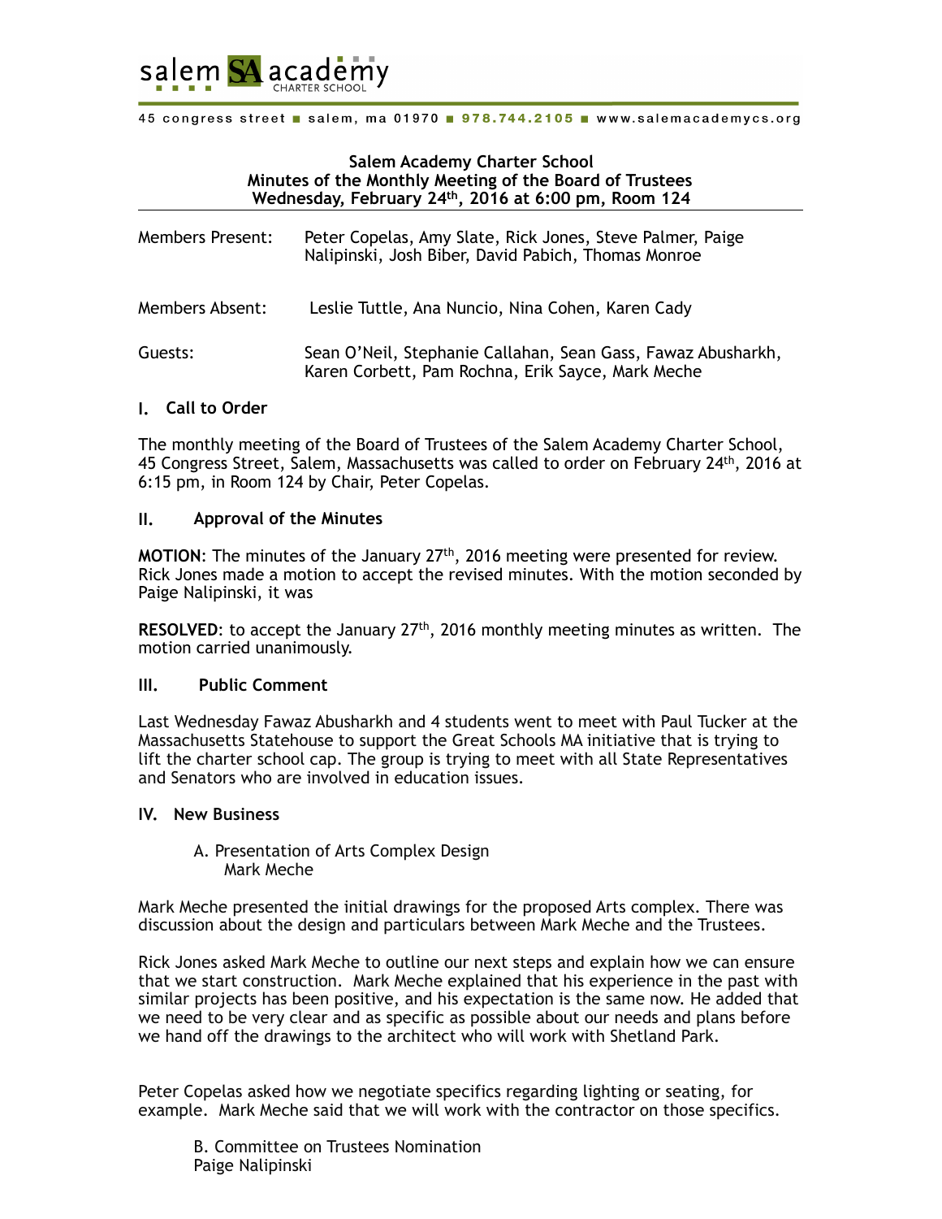salem SA academy CHARTER SCHOOL

45 congress street ■ salem, ma 01970 ■ 978.744.2105 ■ www.salemacademycs.org

**Salem Academy Charter School**
**Minutes of the Monthly Meeting of the Board of Trustees**
**Wednesday, February 24th, 2016 at 6:00 pm, Room 124**

| | |
|---|---|
| Members Present: | Peter Copelas, Amy Slate, Rick Jones, Steve Palmer, Paige Nalipinski, Josh Biber, David Pabich, Thomas Monroe |
| Members Absent: | Leslie Tuttle, Ana Nuncio, Nina Cohen, Karen Cady |
| Guests: | Sean O'Neil, Stephanie Callahan, Sean Gass, Fawaz Abusharkh, Karen Corbett, Pam Rochna, Erik Sayce, Mark Meche |

## I. Call to Order

The monthly meeting of the Board of Trustees of the Salem Academy Charter School, 45 Congress Street, Salem, Massachusetts was called to order on February 24th, 2016 at 6:15 pm, in Room 124 by Chair, Peter Copelas.

## II. Approval of the Minutes

**MOTION**: The minutes of the January 27th, 2016 meeting were presented for review. Rick Jones made a motion to accept the revised minutes. With the motion seconded by Paige Nalipinski, it was

**RESOLVED**: to accept the January 27th, 2016 monthly meeting minutes as written. The motion carried unanimously.

## III. Public Comment

Last Wednesday Fawaz Abusharkh and 4 students went to meet with Paul Tucker at the Massachusetts Statehouse to support the Great Schools MA initiative that is trying to lift the charter school cap. The group is trying to meet with all State Representatives and Senators who are involved in education issues.

## IV. New Business

A. Presentation of Arts Complex Design
Mark Meche

Mark Meche presented the initial drawings for the proposed Arts complex. There was discussion about the design and particulars between Mark Meche and the Trustees.

Rick Jones asked Mark Meche to outline our next steps and explain how we can ensure that we start construction. Mark Meche explained that his experience in the past with similar projects has been positive, and his expectation is the same now. He added that we need to be very clear and as specific as possible about our needs and plans before we hand off the drawings to the architect who will work with Shetland Park.

Peter Copelas asked how we negotiate specifics regarding lighting or seating, for example. Mark Meche said that we will work with the contractor on those specifics.

B. Committee on Trustees Nomination
Paige Nalipinski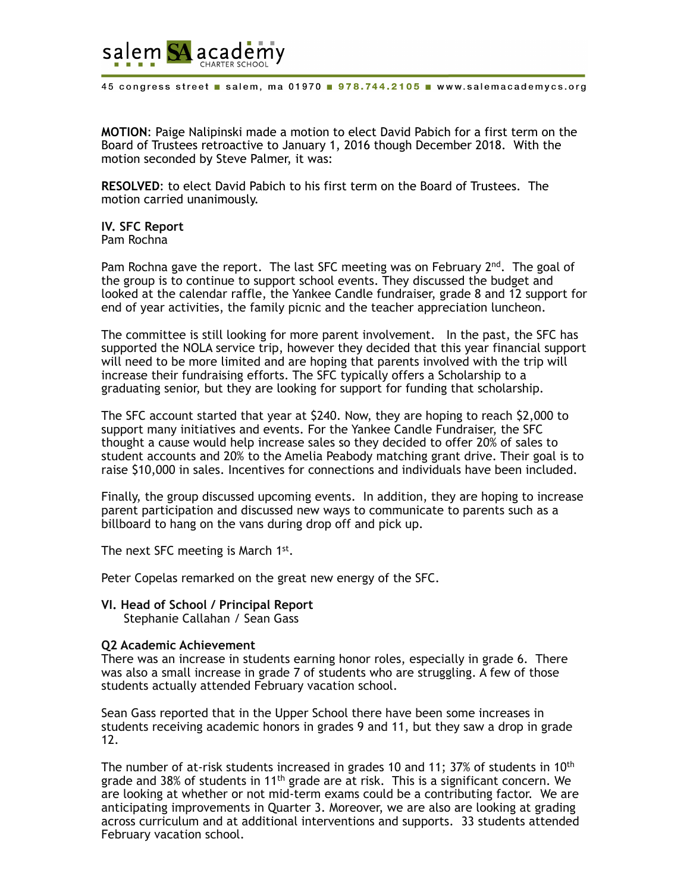**MOTION**: Paige Nalipinski made a motion to elect David Pabich for a first term on the Board of Trustees retroactive to January 1, 2016 though December 2018. With the motion seconded by Steve Palmer, it was:

**RESOLVED**: to elect David Pabich to his first term on the Board of Trustees. The motion carried unanimously.

**IV. SFC Report**
Pam Rochna

Pam Rochna gave the report. The last SFC meeting was on February 2nd. The goal of the group is to continue to support school events. They discussed the budget and looked at the calendar raffle, the Yankee Candle fundraiser, grade 8 and 12 support for end of year activities, the family picnic and the teacher appreciation luncheon.

The committee is still looking for more parent involvement. In the past, the SFC has supported the NOLA service trip, however they decided that this year financial support will need to be more limited and are hoping that parents involved with the trip will increase their fundraising efforts. The SFC typically offers a Scholarship to a graduating senior, but they are looking for support for funding that scholarship.

The SFC account started that year at $240. Now, they are hoping to reach $2,000 to support many initiatives and events. For the Yankee Candle Fundraiser, the SFC thought a cause would help increase sales so they decided to offer 20% of sales to student accounts and 20% to the Amelia Peabody matching grant drive. Their goal is to raise $10,000 in sales. Incentives for connections and individuals have been included.

Finally, the group discussed upcoming events. In addition, they are hoping to increase parent participation and discussed new ways to communicate to parents such as a billboard to hang on the vans during drop off and pick up.

The next SFC meeting is March 1st.

Peter Copelas remarked on the great new energy of the SFC.

**VI. Head of School / Principal Report**
Stephanie Callahan / Sean Gass

**Q2 Academic Achievement**
There was an increase in students earning honor roles, especially in grade 6. There was also a small increase in grade 7 of students who are struggling. A few of those students actually attended February vacation school.

Sean Gass reported that in the Upper School there have been some increases in students receiving academic honors in grades 9 and 11, but they saw a drop in grade 12.

The number of at-risk students increased in grades 10 and 11; 37% of students in 10th grade and 38% of students in 11th grade are at risk. This is a significant concern. We are looking at whether or not mid-term exams could be a contributing factor. We are anticipating improvements in Quarter 3. Moreover, we are also are looking at grading across curriculum and at additional interventions and supports. 33 students attended February vacation school.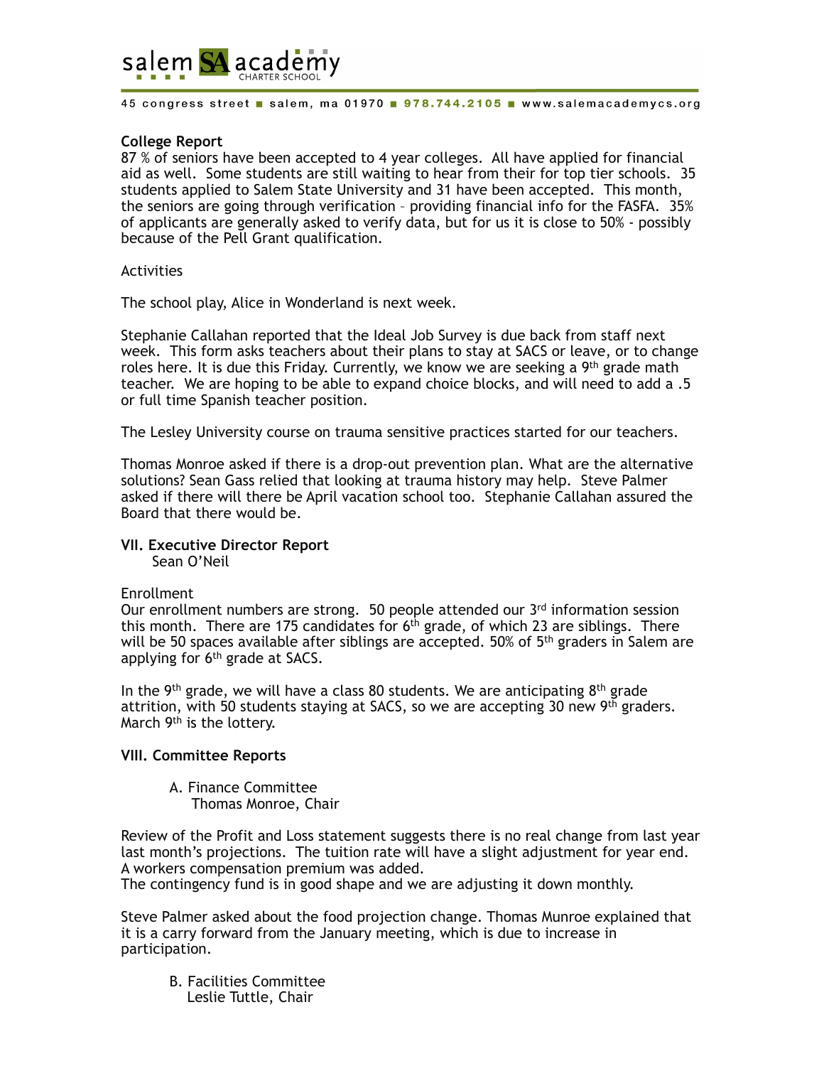**College Report**
87 % of seniors have been accepted to 4 year colleges. All have applied for financial aid as well. Some students are still waiting to hear from their for top tier schools. 35 students applied to Salem State University and 31 have been accepted. This month, the seniors are going through verification – providing financial info for the FASFA. 35% of applicants are generally asked to verify data, but for us it is close to 50% - possibly because of the Pell Grant qualification.

Activities

The school play, Alice in Wonderland is next week.

Stephanie Callahan reported that the Ideal Job Survey is due back from staff next week. This form asks teachers about their plans to stay at SACS or leave, or to change roles here. It is due this Friday. Currently, we know we are seeking a 9th grade math teacher. We are hoping to be able to expand choice blocks, and will need to add a .5 or full time Spanish teacher position.

The Lesley University course on trauma sensitive practices started for our teachers.

Thomas Monroe asked if there is a drop-out prevention plan. What are the alternative solutions? Sean Gass relied that looking at trauma history may help. Steve Palmer asked if there will there be April vacation school too. Stephanie Callahan assured the Board that there would be.

**VII. Executive Director Report**
Sean O'Neil

Enrollment
Our enrollment numbers are strong. 50 people attended our 3rd information session this month. There are 175 candidates for 6th grade, of which 23 are siblings. There will be 50 spaces available after siblings are accepted. 50% of 5th graders in Salem are applying for 6th grade at SACS.

In the 9th grade, we will have a class 80 students. We are anticipating 8th grade attrition, with 50 students staying at SACS, so we are accepting 30 new 9th graders. March 9th is the lottery.

**VIII. Committee Reports**

A. Finance Committee
Thomas Monroe, Chair

Review of the Profit and Loss statement suggests there is no real change from last year last month's projections. The tuition rate will have a slight adjustment for year end. A workers compensation premium was added.
The contingency fund is in good shape and we are adjusting it down monthly.

Steve Palmer asked about the food projection change. Thomas Munroe explained that it is a carry forward from the January meeting, which is due to increase in participation.

B. Facilities Committee
Leslie Tuttle, Chair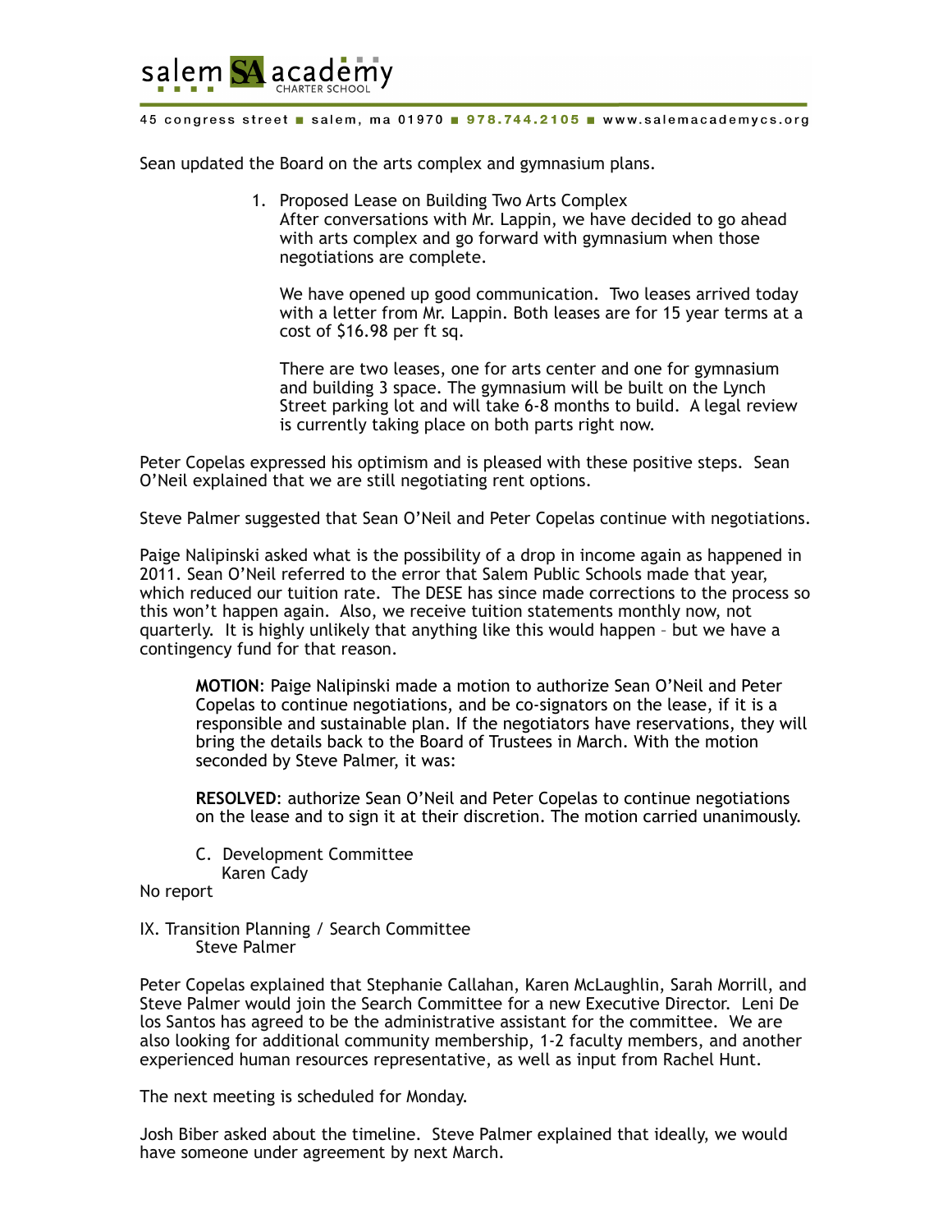Sean updated the Board on the arts complex and gymnasium plans.

1. Proposed Lease on Building Two Arts Complex
   After conversations with Mr. Lappin, we have decided to go ahead with arts complex and go forward with gymnasium when those negotiations are complete.

   We have opened up good communication. Two leases arrived today with a letter from Mr. Lappin. Both leases are for 15 year terms at a cost of $16.98 per ft sq.

   There are two leases, one for arts center and one for gymnasium and building 3 space. The gymnasium will be built on the Lynch Street parking lot and will take 6-8 months to build. A legal review is currently taking place on both parts right now.

Peter Copelas expressed his optimism and is pleased with these positive steps. Sean O'Neil explained that we are still negotiating rent options.

Steve Palmer suggested that Sean O'Neil and Peter Copelas continue with negotiations.

Paige Nalipinski asked what is the possibility of a drop in income again as happened in 2011. Sean O'Neil referred to the error that Salem Public Schools made that year, which reduced our tuition rate. The DESE has since made corrections to the process so this won't happen again. Also, we receive tuition statements monthly now, not quarterly. It is highly unlikely that anything like this would happen – but we have a contingency fund for that reason.

> **MOTION**: Paige Nalipinski made a motion to authorize Sean O'Neil and Peter Copelas to continue negotiations, and be co-signators on the lease, if it is a responsible and sustainable plan. If the negotiators have reservations, they will bring the details back to the Board of Trustees in March. With the motion seconded by Steve Palmer, it was:
>
> **RESOLVED**: authorize Sean O'Neil and Peter Copelas to continue negotiations on the lease and to sign it at their discretion. The motion carried unanimously.

C. Development Committee
   Karen Cady

No report

IX. Transition Planning / Search Committee
   Steve Palmer

Peter Copelas explained that Stephanie Callahan, Karen McLaughlin, Sarah Morrill, and Steve Palmer would join the Search Committee for a new Executive Director. Leni De los Santos has agreed to be the administrative assistant for the committee. We are also looking for additional community membership, 1-2 faculty members, and another experienced human resources representative, as well as input from Rachel Hunt.

The next meeting is scheduled for Monday.

Josh Biber asked about the timeline. Steve Palmer explained that ideally, we would have someone under agreement by next March.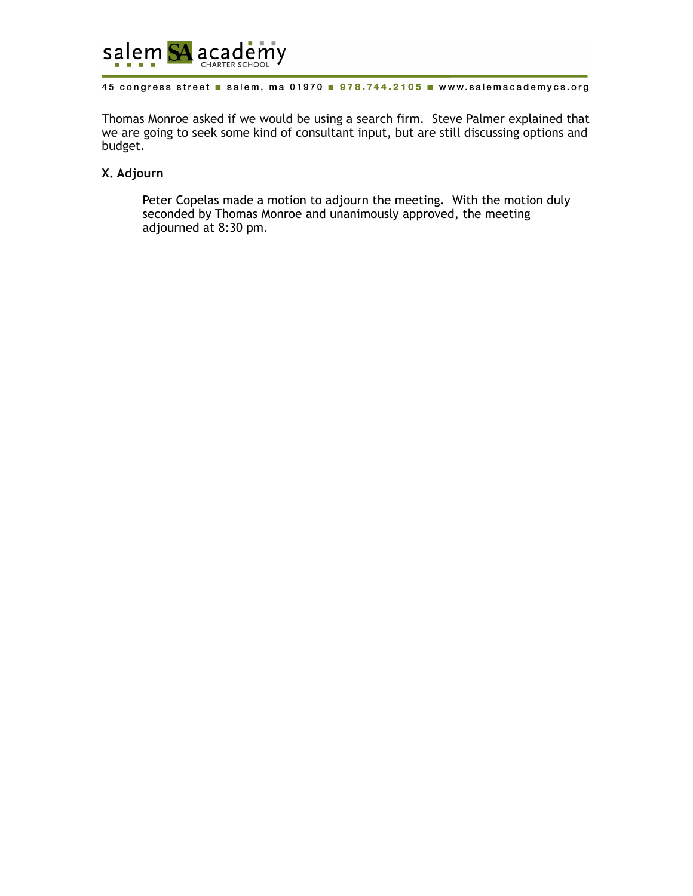Thomas Monroe asked if we would be using a search firm. Steve Palmer explained that we are going to seek some kind of consultant input, but are still discussing options and budget.

### X. Adjourn

Peter Copelas made a motion to adjourn the meeting. With the motion duly seconded by Thomas Monroe and unanimously approved, the meeting adjourned at 8:30 pm.